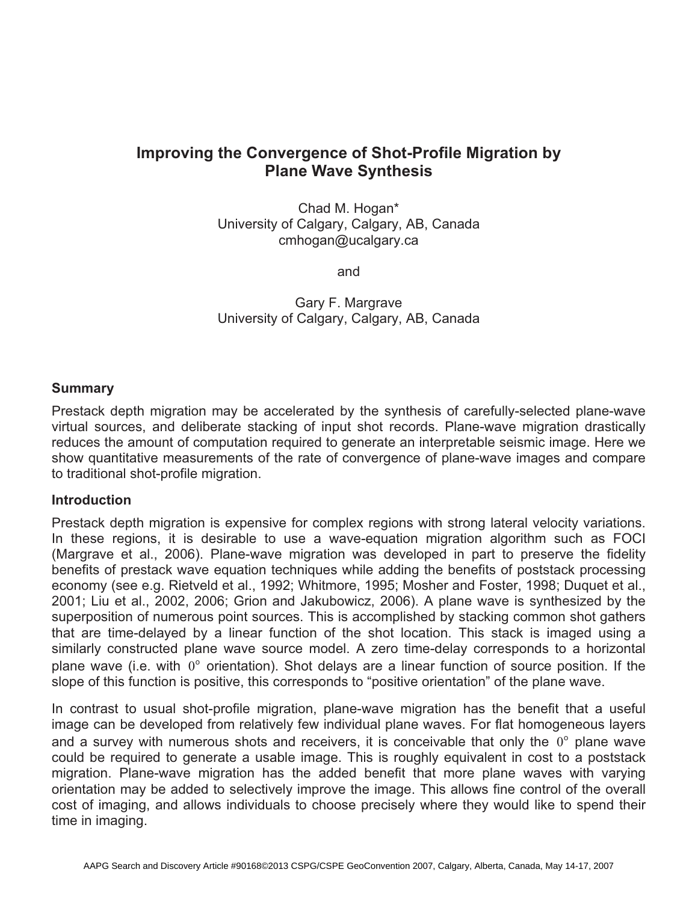# Improving the Convergence of Shot-Profile Migration by Plane Wave Synthesis

Chad M. Hogan*
University of Calgary, Calgary, AB, Canada
cmhogan@ucalgary.ca

and

Gary F. Margrave
University of Calgary, Calgary, AB, Canada

## Summary

Prestack depth migration may be accelerated by the synthesis of carefully-selected plane-wave virtual sources, and deliberate stacking of input shot records. Plane-wave migration drastically reduces the amount of computation required to generate an interpretable seismic image. Here we show quantitative measurements of the rate of convergence of plane-wave images and compare to traditional shot-profile migration.

## Introduction

Prestack depth migration is expensive for complex regions with strong lateral velocity variations. In these regions, it is desirable to use a wave-equation migration algorithm such as FOCI (Margrave et al., 2006). Plane-wave migration was developed in part to preserve the fidelity benefits of prestack wave equation techniques while adding the benefits of poststack processing economy (see e.g. Rietveld et al., 1992; Whitmore, 1995; Mosher and Foster, 1998; Duquet et al., 2001; Liu et al., 2002, 2006; Grion and Jakubowicz, 2006). A plane wave is synthesized by the superposition of numerous point sources. This is accomplished by stacking common shot gathers that are time-delayed by a linear function of the shot location. This stack is imaged using a similarly constructed plane wave source model. A zero time-delay corresponds to a horizontal plane wave (i.e. with $0^{\circ}$ orientation). Shot delays are a linear function of source position. If the slope of this function is positive, this corresponds to "positive orientation" of the plane wave.

In contrast to usual shot-profile migration, plane-wave migration has the benefit that a useful image can be developed from relatively few individual plane waves. For flat homogeneous layers and a survey with numerous shots and receivers, it is conceivable that only the $0^{\circ}$ plane wave could be required to generate a usable image. This is roughly equivalent in cost to a poststack migration. Plane-wave migration has the added benefit that more plane waves with varying orientation may be added to selectively improve the image. This allows fine control of the overall cost of imaging, and allows individuals to choose precisely where they would like to spend their time in imaging.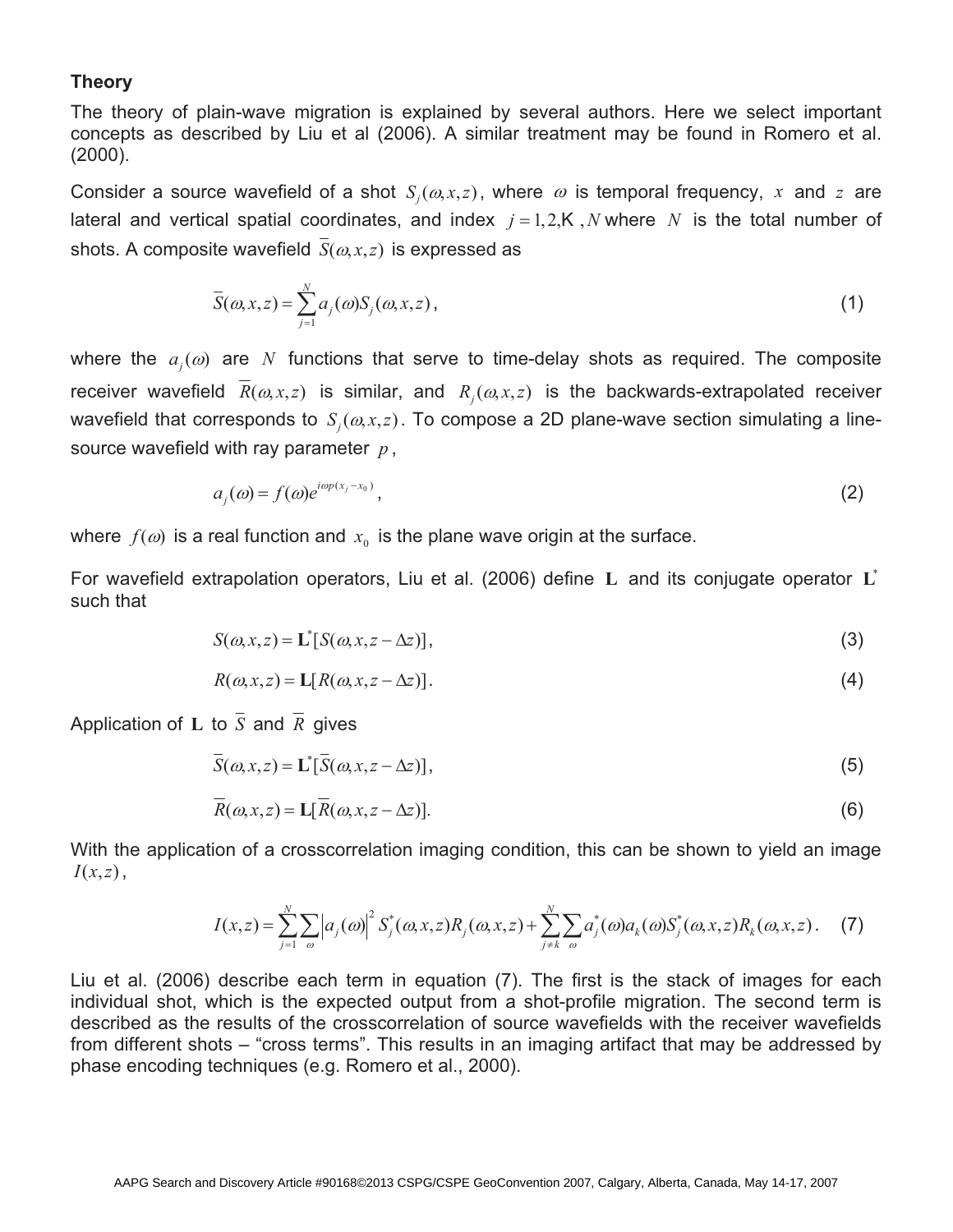### Theory

The theory of plain-wave migration is explained by several authors. Here we select important concepts as described by Liu et al (2006). A similar treatment may be found in Romero et al. (2000).

Consider a source wavefield of a shot $S_j(\omega,x,z)$, where $\omega$ is temporal frequency, $x$ and $z$ are lateral and vertical spatial coordinates, and index $j=1,2,\ldots,N$ where $N$ is the total number of shots. A composite wavefield $\overline{S}(\omega,x,z)$ is expressed as

$$\overline{S}(\omega,x,z)=\sum_{j=1}^{N}a_j(\omega)S_j(\omega,x,z)\,, \tag{1}$$

where the $a_j(\omega)$ are $N$ functions that serve to time-delay shots as required. The composite receiver wavefield $\overline{R}(\omega,x,z)$ is similar, and $R_j(\omega,x,z)$ is the backwards-extrapolated receiver wavefield that corresponds to $S_j(\omega,x,z)$. To compose a 2D plane-wave section simulating a line-source wavefield with ray parameter $p$,

$$a_j(\omega)=f(\omega)e^{i\omega p(x_j-x_0)}\,, \tag{2}$$

where $f(\omega)$ is a real function and $x_0$ is the plane wave origin at the surface.

For wavefield extrapolation operators, Liu et al. (2006) define $\mathbf{L}$ and its conjugate operator $\mathbf{L}^*$ such that

$$S(\omega,x,z)=\mathbf{L}^*[S(\omega,x,z-\Delta z)]\,, \tag{3}$$

$$R(\omega,x,z)=\mathbf{L}[R(\omega,x,z-\Delta z)]\,. \tag{4}$$

Application of $\mathbf{L}$ to $\overline{S}$ and $\overline{R}$ gives

$$\overline{S}(\omega,x,z)=\mathbf{L}^*[\overline{S}(\omega,x,z-\Delta z)]\,, \tag{5}$$

$$\overline{R}(\omega,x,z)=\mathbf{L}[\overline{R}(\omega,x,z-\Delta z)]. \tag{6}$$

With the application of a crosscorrelation imaging condition, this can be shown to yield an image $I(x,z)$,

$$I(x,z)=\sum_{j=1}^{N}\sum_{\omega}\left|a_j(\omega)\right|^2 S_j^*(\omega,x,z)R_j(\omega,x,z)+\sum_{j\neq k}^{N}\sum_{\omega}a_j^*(\omega)a_k(\omega)S_j^*(\omega,x,z)R_k(\omega,x,z)\,. \tag{7}$$

Liu et al. (2006) describe each term in equation (7). The first is the stack of images for each individual shot, which is the expected output from a shot-profile migration. The second term is described as the results of the crosscorrelation of source wavefields with the receiver wavefields from different shots – "cross terms". This results in an imaging artifact that may be addressed by phase encoding techniques (e.g. Romero et al., 2000).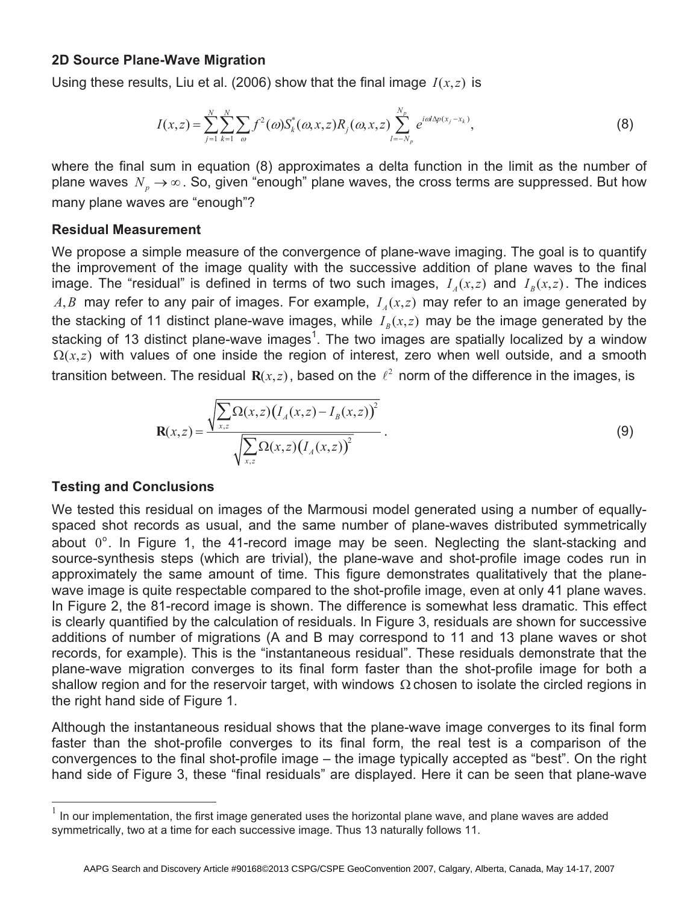### 2D Source Plane-Wave Migration

Using these results, Liu et al. (2006) show that the final image $I(x,z)$ is

$$I(x,z) = \sum_{j=1}^{N}\sum_{k=1}^{N}\sum_{\omega} f^2(\omega) S_k^*(\omega,x,z) R_j(\omega,x,z) \sum_{l=-N_p}^{N_p} e^{i\omega l \Delta p (x_j - x_k)}, \tag{8}$$

where the final sum in equation (8) approximates a delta function in the limit as the number of plane waves $N_p \to \infty$. So, given "enough" plane waves, the cross terms are suppressed. But how many plane waves are "enough"?

### Residual Measurement

We propose a simple measure of the convergence of plane-wave imaging. The goal is to quantify the improvement of the image quality with the successive addition of plane waves to the final image. The "residual" is defined in terms of two such images, $I_A(x,z)$ and $I_B(x,z)$. The indices $A, B$ may refer to any pair of images. For example, $I_A(x,z)$ may refer to an image generated by the stacking of 11 distinct plane-wave images, while $I_B(x,z)$ may be the image generated by the stacking of 13 distinct plane-wave images[1]. The two images are spatially localized by a window $\Omega(x,z)$ with values of one inside the region of interest, zero when well outside, and a smooth transition between. The residual $\mathbf{R}(x,z)$, based on the $\ell^2$ norm of the difference in the images, is

$$\mathbf{R}(x,z) = \frac{\sqrt{\sum_{x,z} \Omega(x,z)\big(I_A(x,z) - I_B(x,z)\big)^2}}{\sqrt{\sum_{x,z} \Omega(x,z)\big(I_A(x,z)\big)^2}}. \tag{9}$$

### Testing and Conclusions

We tested this residual on images of the Marmousi model generated using a number of equally-spaced shot records as usual, and the same number of plane-waves distributed symmetrically about $0°$. In Figure 1, the 41-record image may be seen. Neglecting the slant-stacking and source-synthesis steps (which are trivial), the plane-wave and shot-profile image codes run in approximately the same amount of time. This figure demonstrates qualitatively that the plane-wave image is quite respectable compared to the shot-profile image, even at only 41 plane waves. In Figure 2, the 81-record image is shown. The difference is somewhat less dramatic. This effect is clearly quantified by the calculation of residuals. In Figure 3, residuals are shown for successive additions of number of migrations (A and B may correspond to 11 and 13 plane waves or shot records, for example). This is the "instantaneous residual". These residuals demonstrate that the plane-wave migration converges to its final form faster than the shot-profile image for both a shallow region and for the reservoir target, with windows $\Omega$ chosen to isolate the circled regions in the right hand side of Figure 1.

Although the instantaneous residual shows that the plane-wave image converges to its final form faster than the shot-profile converges to its final form, the real test is a comparison of the convergences to the final shot-profile image – the image typically accepted as "best". On the right hand side of Figure 3, these "final residuals" are displayed. Here it can be seen that plane-wave

[1] In our implementation, the first image generated uses the horizontal plane wave, and plane waves are added symmetrically, two at a time for each successive image. Thus 13 naturally follows 11.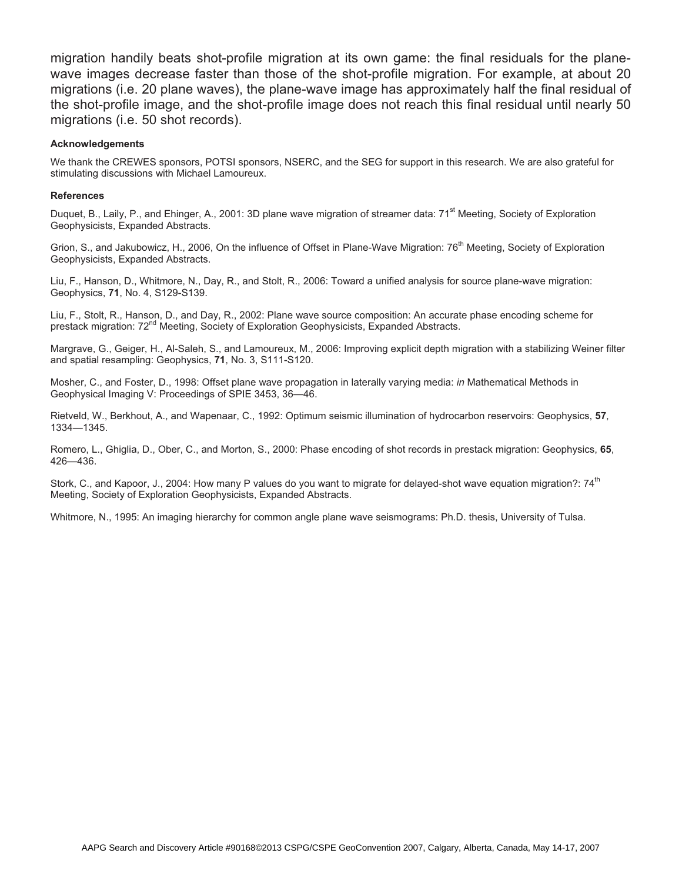migration handily beats shot-profile migration at its own game: the final residuals for the plane-wave images decrease faster than those of the shot-profile migration. For example, at about 20 migrations (i.e. 20 plane waves), the plane-wave image has approximately half the final residual of the shot-profile image, and the shot-profile image does not reach this final residual until nearly 50 migrations (i.e. 50 shot records).

### Acknowledgements

We thank the CREWES sponsors, POTSI sponsors, NSERC, and the SEG for support in this research. We are also grateful for stimulating discussions with Michael Lamoureux.

### References

Duquet, B., Laily, P., and Ehinger, A., 2001: 3D plane wave migration of streamer data: 71st Meeting, Society of Exploration Geophysicists, Expanded Abstracts.

Grion, S., and Jakubowicz, H., 2006, On the influence of Offset in Plane-Wave Migration: 76th Meeting, Society of Exploration Geophysicists, Expanded Abstracts.

Liu, F., Hanson, D., Whitmore, N., Day, R., and Stolt, R., 2006: Toward a unified analysis for source plane-wave migration: Geophysics, **71**, No. 4, S129-S139.

Liu, F., Stolt, R., Hanson, D., and Day, R., 2002: Plane wave source composition: An accurate phase encoding scheme for prestack migration: 72nd Meeting, Society of Exploration Geophysicists, Expanded Abstracts.

Margrave, G., Geiger, H., Al-Saleh, S., and Lamoureux, M., 2006: Improving explicit depth migration with a stabilizing Weiner filter and spatial resampling: Geophysics, **71**, No. 3, S111-S120.

Mosher, C., and Foster, D., 1998: Offset plane wave propagation in laterally varying media: *in* Mathematical Methods in Geophysical Imaging V: Proceedings of SPIE 3453, 36—46.

Rietveld, W., Berkhout, A., and Wapenaar, C., 1992: Optimum seismic illumination of hydrocarbon reservoirs: Geophysics, **57**, 1334—1345.

Romero, L., Ghiglia, D., Ober, C., and Morton, S., 2000: Phase encoding of shot records in prestack migration: Geophysics, **65**, 426—436.

Stork, C., and Kapoor, J., 2004: How many P values do you want to migrate for delayed-shot wave equation migration?: 74th Meeting, Society of Exploration Geophysicists, Expanded Abstracts.

Whitmore, N., 1995: An imaging hierarchy for common angle plane wave seismograms: Ph.D. thesis, University of Tulsa.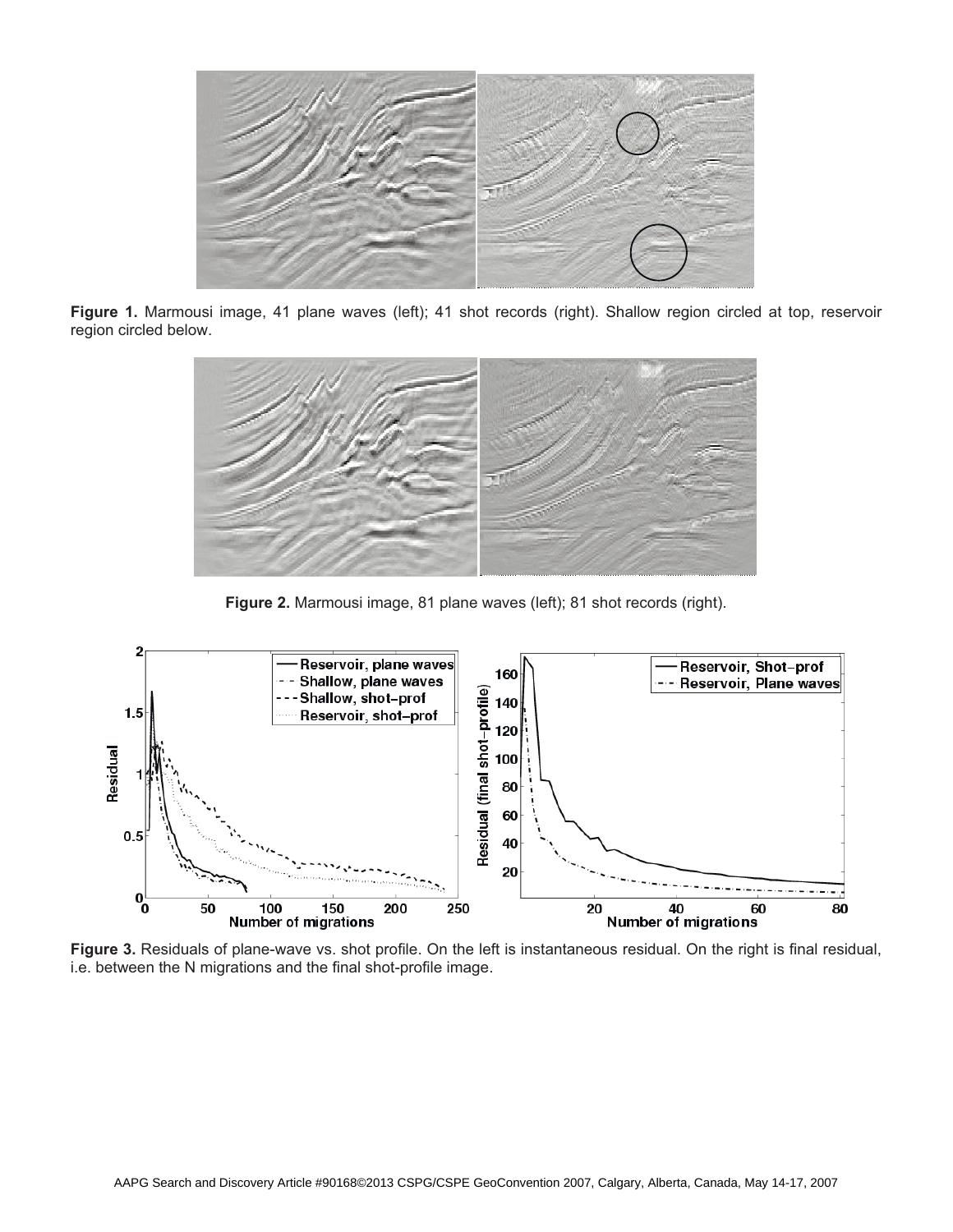**Figure 1.** Marmousi image, 41 plane waves (left); 41 shot records (right). Shallow region circled at top, reservoir region circled below.

**Figure 2.** Marmousi image, 81 plane waves (left); 81 shot records (right).

Residual

Number of migrations

Reservoir, plane waves

Shallow, plane waves

Shallow, shot-prof

Reservoir, shot-prof

Residual (final shot-profile)

Reservoir, Shot-prof

Reservoir, Plane waves

**Figure 3.** Residuals of plane-wave vs. shot profile. On the left is instantaneous residual. On the right is final residual, i.e. between the N migrations and the final shot-profile image.